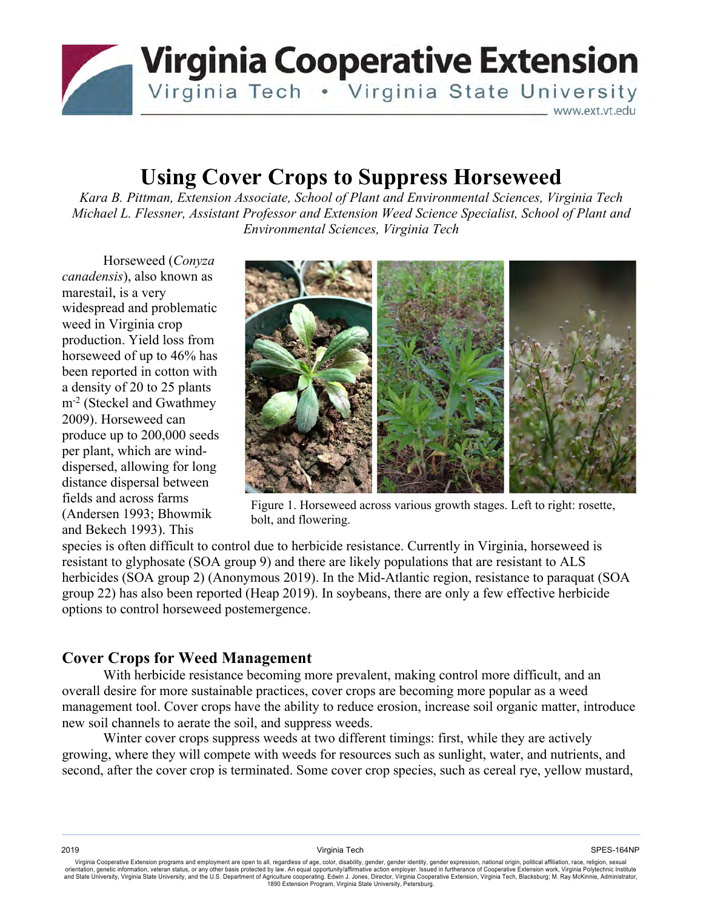# Using Cover Crops to Suppress Horseweed

*Kara B. Pittman, Extension Associate, School of Plant and Environmental Sciences, Virginia Tech*
*Michael L. Flessner, Assistant Professor and Extension Weed Science Specialist, School of Plant and Environmental Sciences, Virginia Tech*

Horseweed (*Conyza canadensis*), also known as marestail, is a very widespread and problematic weed in Virginia crop production. Yield loss from horseweed of up to 46% has been reported in cotton with a density of 20 to 25 plants $m^{-2}$ (Steckel and Gwathmey 2009). Horseweed can produce up to 200,000 seeds per plant, which are wind-dispersed, allowing for long distance dispersal between fields and across farms (Andersen 1993; Bhowmik and Bekech 1993). This species is often difficult to control due to herbicide resistance. Currently in Virginia, horseweed is resistant to glyphosate (SOA group 9) and there are likely populations that are resistant to ALS herbicides (SOA group 2) (Anonymous 2019). In the Mid-Atlantic region, resistance to paraquat (SOA group 22) has also been reported (Heap 2019). In soybeans, there are only a few effective herbicide options to control horseweed postemergence.

Figure 1. Horseweed across various growth stages. Left to right: rosette, bolt, and flowering.

## Cover Crops for Weed Management

With herbicide resistance becoming more prevalent, making control more difficult, and an overall desire for more sustainable practices, cover crops are becoming more popular as a weed management tool. Cover crops have the ability to reduce erosion, increase soil organic matter, introduce new soil channels to aerate the soil, and suppress weeds.

Winter cover crops suppress weeds at two different timings: first, while they are actively growing, where they will compete with weeds for resources such as sunlight, water, and nutrients, and second, after the cover crop is terminated. Some cover crop species, such as cereal rye, yellow mustard,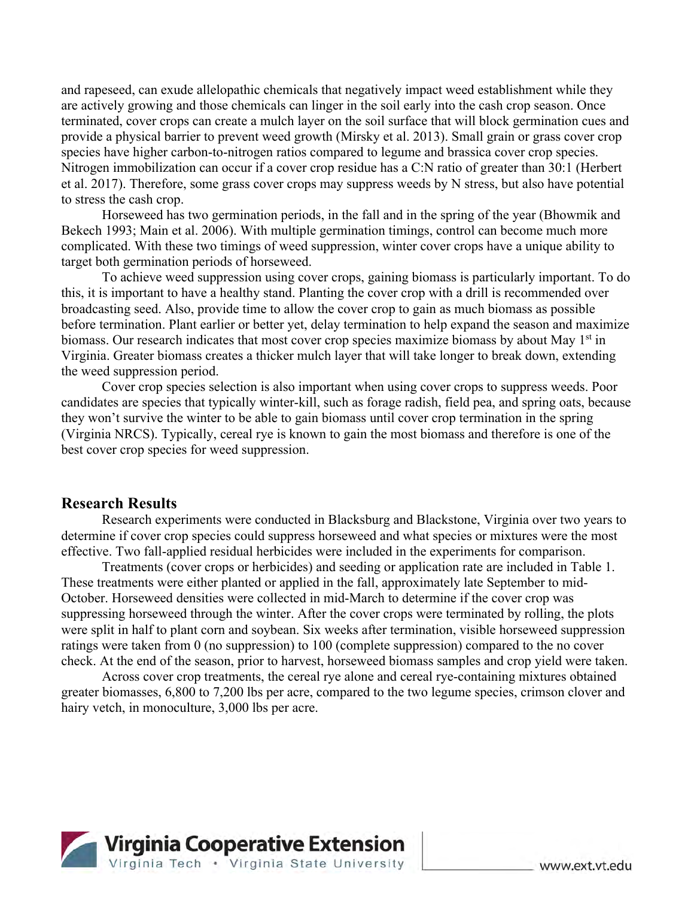and rapeseed, can exude allelopathic chemicals that negatively impact weed establishment while they are actively growing and those chemicals can linger in the soil early into the cash crop season. Once terminated, cover crops can create a mulch layer on the soil surface that will block germination cues and provide a physical barrier to prevent weed growth (Mirsky et al. 2013). Small grain or grass cover crop species have higher carbon-to-nitrogen ratios compared to legume and brassica cover crop species. Nitrogen immobilization can occur if a cover crop residue has a C:N ratio of greater than 30:1 (Herbert et al. 2017). Therefore, some grass cover crops may suppress weeds by N stress, but also have potential to stress the cash crop.

Horseweed has two germination periods, in the fall and in the spring of the year (Bhowmik and Bekech 1993; Main et al. 2006). With multiple germination timings, control can become much more complicated. With these two timings of weed suppression, winter cover crops have a unique ability to target both germination periods of horseweed.

To achieve weed suppression using cover crops, gaining biomass is particularly important. To do this, it is important to have a healthy stand. Planting the cover crop with a drill is recommended over broadcasting seed. Also, provide time to allow the cover crop to gain as much biomass as possible before termination. Plant earlier or better yet, delay termination to help expand the season and maximize biomass. Our research indicates that most cover crop species maximize biomass by about May 1st in Virginia. Greater biomass creates a thicker mulch layer that will take longer to break down, extending the weed suppression period.

Cover crop species selection is also important when using cover crops to suppress weeds. Poor candidates are species that typically winter-kill, such as forage radish, field pea, and spring oats, because they won't survive the winter to be able to gain biomass until cover crop termination in the spring (Virginia NRCS). Typically, cereal rye is known to gain the most biomass and therefore is one of the best cover crop species for weed suppression.

## Research Results

Research experiments were conducted in Blacksburg and Blackstone, Virginia over two years to determine if cover crop species could suppress horseweed and what species or mixtures were the most effective. Two fall-applied residual herbicides were included in the experiments for comparison.

Treatments (cover crops or herbicides) and seeding or application rate are included in Table 1. These treatments were either planted or applied in the fall, approximately late September to mid-October. Horseweed densities were collected in mid-March to determine if the cover crop was suppressing horseweed through the winter. After the cover crops were terminated by rolling, the plots were split in half to plant corn and soybean. Six weeks after termination, visible horseweed suppression ratings were taken from 0 (no suppression) to 100 (complete suppression) compared to the no cover check. At the end of the season, prior to harvest, horseweed biomass samples and crop yield were taken.

Across cover crop treatments, the cereal rye alone and cereal rye-containing mixtures obtained greater biomasses, 6,800 to 7,200 lbs per acre, compared to the two legume species, crimson clover and hairy vetch, in monoculture, 3,000 lbs per acre.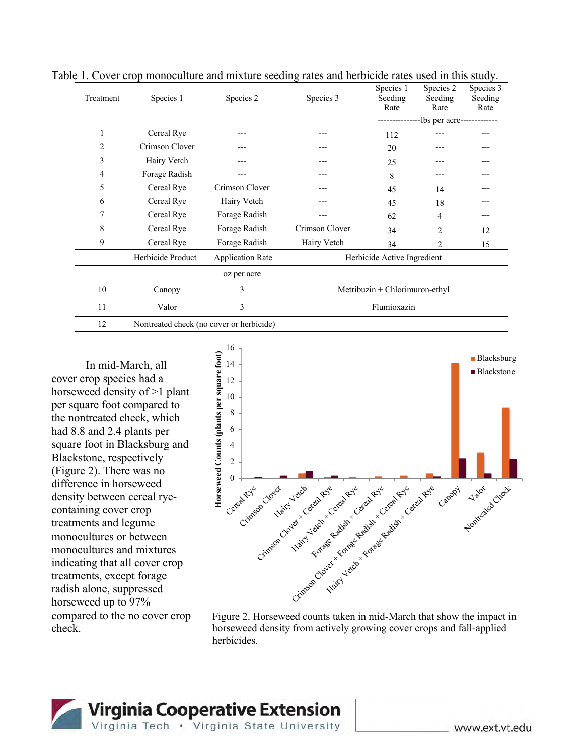Table 1. Cover crop monoculture and mixture seeding rates and herbicide rates used in this study.

| Treatment | Species 1 | Species 2 | Species 3 | Species 1 Seeding Rate | Species 2 Seeding Rate | Species 3 Seeding Rate |
|---|---|---|---|---|---|---|
| | | | | ---------------lbs per acre------------- | | |
| 1 | Cereal Rye | --- | --- | 112 | --- | --- |
| 2 | Crimson Clover | --- | --- | 20 | --- | --- |
| 3 | Hairy Vetch | --- | --- | 25 | --- | --- |
| 4 | Forage Radish | --- | --- | 8 | --- | --- |
| 5 | Cereal Rye | Crimson Clover | --- | 45 | 14 | --- |
| 6 | Cereal Rye | Hairy Vetch | --- | 45 | 18 | --- |
| 7 | Cereal Rye | Forage Radish | --- | 62 | 4 | --- |
| 8 | Cereal Rye | Forage Radish | Crimson Clover | 34 | 2 | 12 |
| 9 | Cereal Rye | Forage Radish | Hairy Vetch | 34 | 2 | 15 |
| | Herbicide Product | Application Rate | Herbicide Active Ingredient | | | |
| | | oz per acre | | | | |
| 10 | Canopy | 3 | Metribuzin + Chlorimuron-ethyl | | | |
| 11 | Valor | 3 | Flumioxazin | | | |
| 12 | Nontreated check (no cover or herbicide) | | | | | |

In mid-March, all cover crop species had a horseweed density of >1 plant per square foot compared to the nontreated check, which had 8.8 and 2.4 plants per square foot in Blacksburg and Blackstone, respectively (Figure 2). There was no difference in horseweed density between cereal rye-containing cover crop treatments and legume monocultures or between monocultures and mixtures indicating that all cover crop treatments, except forage radish alone, suppressed horseweed up to 97% compared to the no cover crop check.

Figure 2. Horseweed counts taken in mid-March that show the impact in horseweed density from actively growing cover crops and fall-applied herbicides.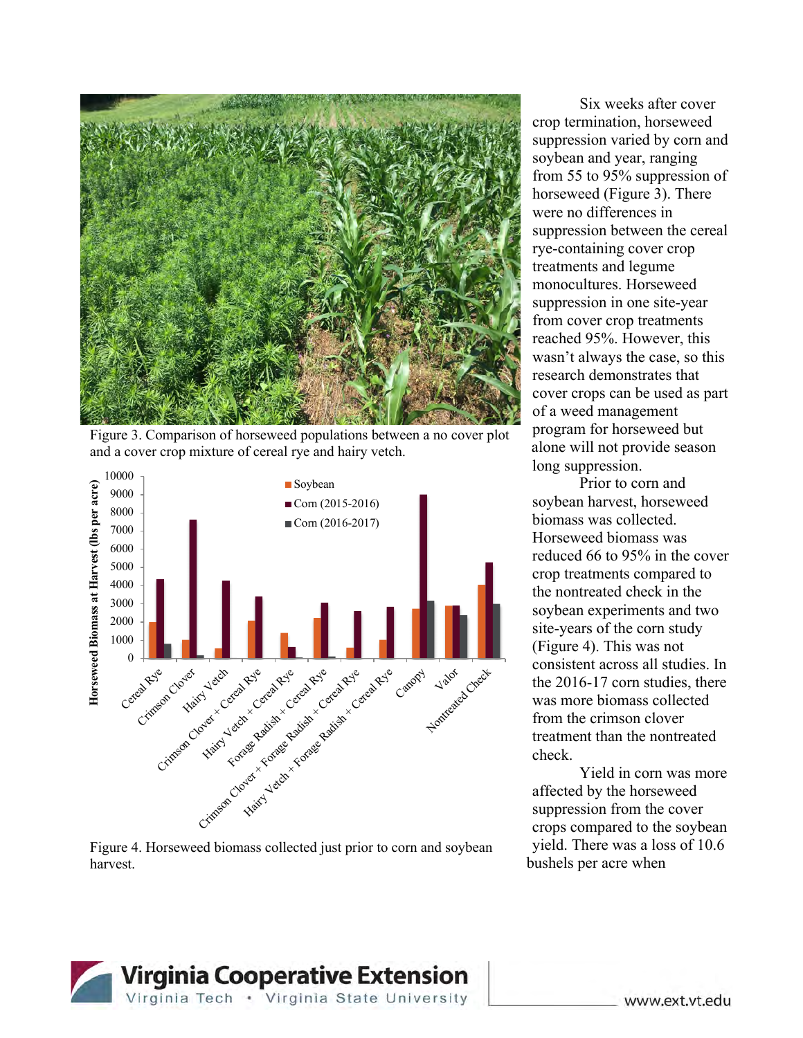Figure 3. Comparison of horseweed populations between a no cover plot and a cover crop mixture of cereal rye and hairy vetch.

Figure 4. Horseweed biomass collected just prior to corn and soybean harvest.

Six weeks after cover crop termination, horseweed suppression varied by corn and soybean and year, ranging from 55 to 95% suppression of horseweed (Figure 3). There were no differences in suppression between the cereal rye-containing cover crop treatments and legume monocultures. Horseweed suppression in one site-year from cover crop treatments reached 95%. However, this wasn't always the case, so this research demonstrates that cover crops can be used as part of a weed management program for horseweed but alone will not provide season long suppression.

Prior to corn and soybean harvest, horseweed biomass was collected. Horseweed biomass was reduced 66 to 95% in the cover crop treatments compared to the nontreated check in the soybean experiments and two site-years of the corn study (Figure 4). This was not consistent across all studies. In the 2016-17 corn studies, there was more biomass collected from the crimson clover treatment than the nontreated check.

Yield in corn was more affected by the horseweed suppression from the cover crops compared to the soybean yield. There was a loss of 10.6 bushels per acre when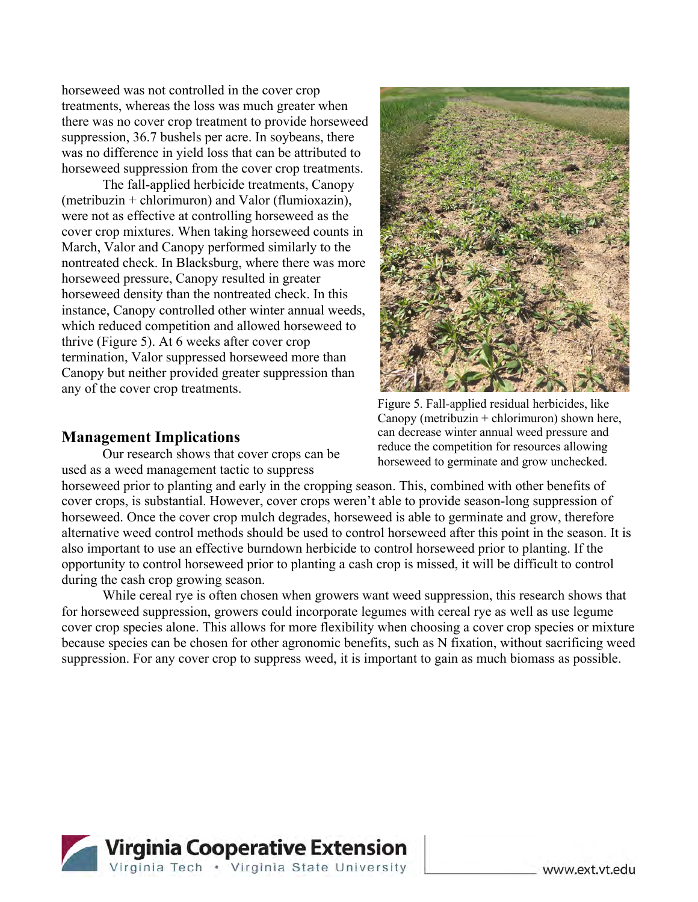horseweed was not controlled in the cover crop treatments, whereas the loss was much greater when there was no cover crop treatment to provide horseweed suppression, 36.7 bushels per acre. In soybeans, there was no difference in yield loss that can be attributed to horseweed suppression from the cover crop treatments.

The fall-applied herbicide treatments, Canopy (metribuzin + chlorimuron) and Valor (flumioxazin), were not as effective at controlling horseweed as the cover crop mixtures. When taking horseweed counts in March, Valor and Canopy performed similarly to the nontreated check. In Blacksburg, where there was more horseweed pressure, Canopy resulted in greater horseweed density than the nontreated check. In this instance, Canopy controlled other winter annual weeds, which reduced competition and allowed horseweed to thrive (Figure 5). At 6 weeks after cover crop termination, Valor suppressed horseweed more than Canopy but neither provided greater suppression than any of the cover crop treatments.

Figure 5. Fall-applied residual herbicides, like Canopy (metribuzin + chlorimuron) shown here, can decrease winter annual weed pressure and reduce the competition for resources allowing horseweed to germinate and grow unchecked.

## Management Implications

Our research shows that cover crops can be used as a weed management tactic to suppress horseweed prior to planting and early in the cropping season. This, combined with other benefits of cover crops, is substantial. However, cover crops weren't able to provide season-long suppression of horseweed. Once the cover crop mulch degrades, horseweed is able to germinate and grow, therefore alternative weed control methods should be used to control horseweed after this point in the season. It is also important to use an effective burndown herbicide to control horseweed prior to planting. If the opportunity to control horseweed prior to planting a cash crop is missed, it will be difficult to control during the cash crop growing season.

While cereal rye is often chosen when growers want weed suppression, this research shows that for horseweed suppression, growers could incorporate legumes with cereal rye as well as use legume cover crop species alone. This allows for more flexibility when choosing a cover crop species or mixture because species can be chosen for other agronomic benefits, such as N fixation, without sacrificing weed suppression. For any cover crop to suppress weed, it is important to gain as much biomass as possible.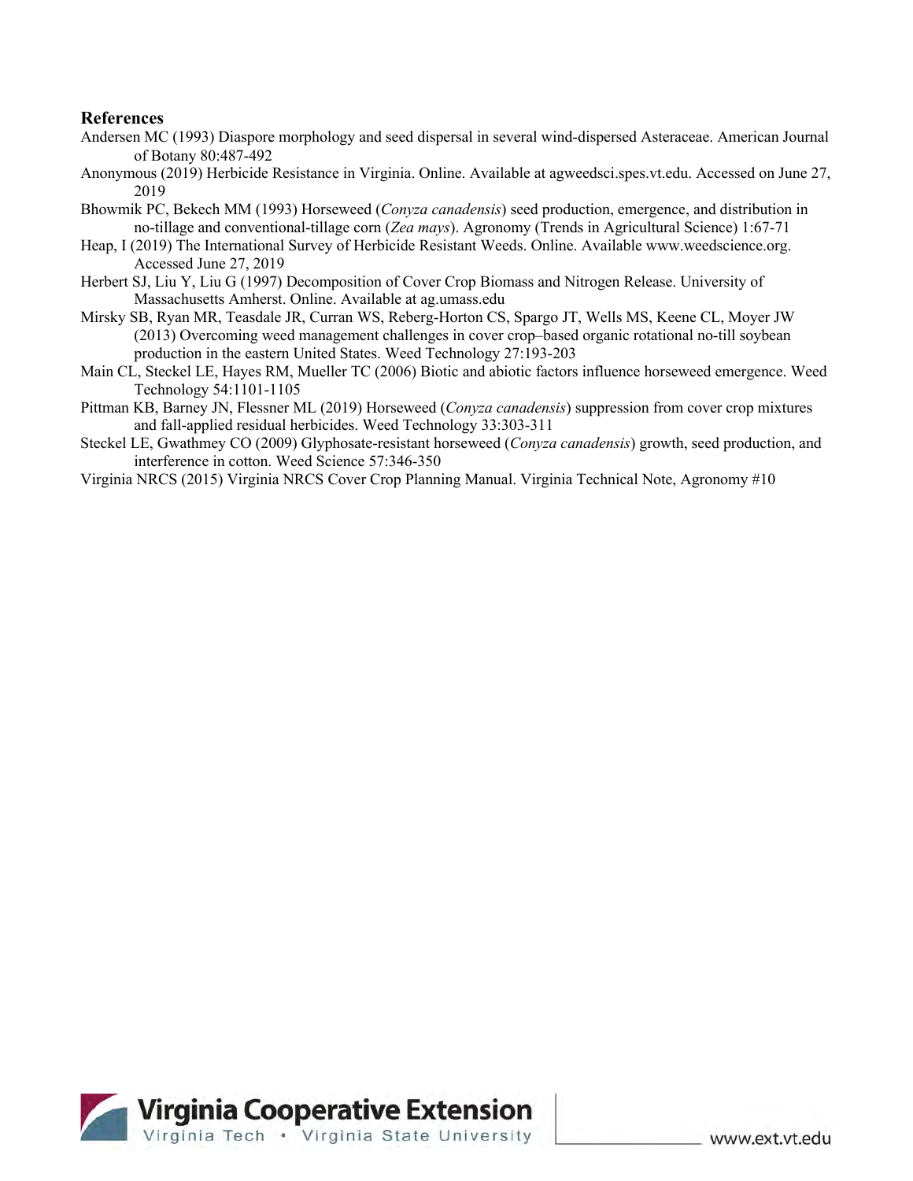## References

Andersen MC (1993) Diaspore morphology and seed dispersal in several wind-dispersed Asteraceae. American Journal of Botany 80:487-492

Anonymous (2019) Herbicide Resistance in Virginia. Online. Available at agweedsci.spes.vt.edu. Accessed on June 27, 2019

Bhowmik PC, Bekech MM (1993) Horseweed (*Conyza canadensis*) seed production, emergence, and distribution in no-tillage and conventional-tillage corn (*Zea mays*). Agronomy (Trends in Agricultural Science) 1:67-71

Heap, I (2019) The International Survey of Herbicide Resistant Weeds. Online. Available www.weedscience.org. Accessed June 27, 2019

Herbert SJ, Liu Y, Liu G (1997) Decomposition of Cover Crop Biomass and Nitrogen Release. University of Massachusetts Amherst. Online. Available at ag.umass.edu

Mirsky SB, Ryan MR, Teasdale JR, Curran WS, Reberg-Horton CS, Spargo JT, Wells MS, Keene CL, Moyer JW (2013) Overcoming weed management challenges in cover crop–based organic rotational no-till soybean production in the eastern United States. Weed Technology 27:193-203

Main CL, Steckel LE, Hayes RM, Mueller TC (2006) Biotic and abiotic factors influence horseweed emergence. Weed Technology 54:1101-1105

Pittman KB, Barney JN, Flessner ML (2019) Horseweed (*Conyza canadensis*) suppression from cover crop mixtures and fall-applied residual herbicides. Weed Technology 33:303-311

Steckel LE, Gwathmey CO (2009) Glyphosate-resistant horseweed (*Conyza canadensis*) growth, seed production, and interference in cotton. Weed Science 57:346-350

Virginia NRCS (2015) Virginia NRCS Cover Crop Planning Manual. Virginia Technical Note, Agronomy #10